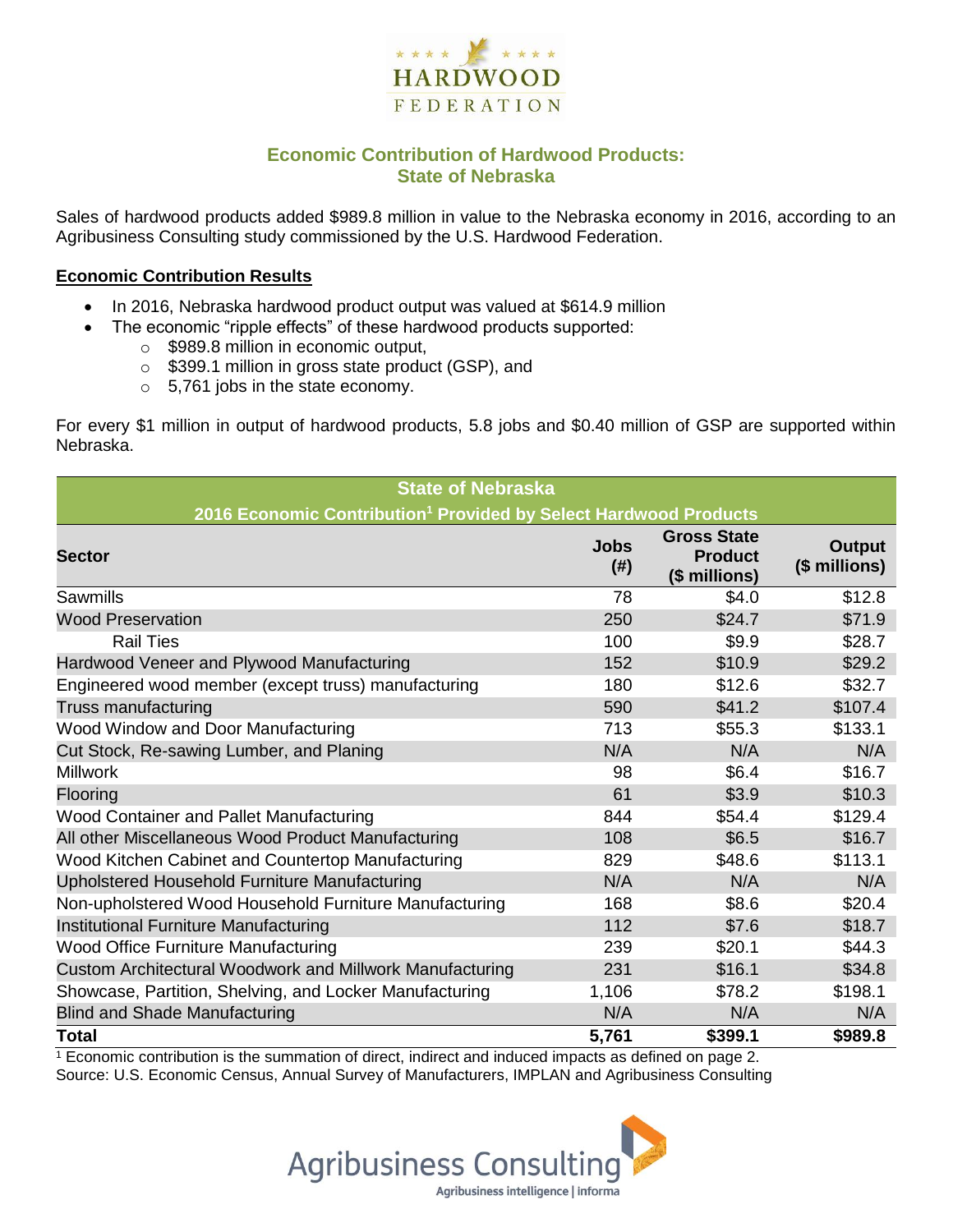HARDWOOD FEDERATION

## Economic Contribution of Hardwood Products: State of Nebraska

Sales of hardwood products added $989.8 million in value to the Nebraska economy in 2016, according to an Agribusiness Consulting study commissioned by the U.S. Hardwood Federation.

### Economic Contribution Results

- In 2016, Nebraska hardwood product output was valued at $614.9 million
- The economic "ripple effects" of these hardwood products supported:
  - $989.8 million in economic output,
  - $399.1 million in gross state product (GSP), and
  - 5,761 jobs in the state economy.

For every $1 million in output of hardwood products, 5.8 jobs and $0.40 million of GSP are supported within Nebraska.

**State of Nebraska**
**2016 Economic Contribution[1] Provided by Select Hardwood Products**

| Sector | Jobs (#) | Gross State Product ($ millions) | Output ($ millions) |
|---|---|---|---|
| Sawmills | 78 | $4.0 | $12.8 |
| Wood Preservation | 250 | $24.7 | $71.9 |
| Rail Ties | 100 | $9.9 | $28.7 |
| Hardwood Veneer and Plywood Manufacturing | 152 | $10.9 | $29.2 |
| Engineered wood member (except truss) manufacturing | 180 | $12.6 | $32.7 |
| Truss manufacturing | 590 | $41.2 | $107.4 |
| Wood Window and Door Manufacturing | 713 | $55.3 | $133.1 |
| Cut Stock, Re-sawing Lumber, and Planing | N/A | N/A | N/A |
| Millwork | 98 | $6.4 | $16.7 |
| Flooring | 61 | $3.9 | $10.3 |
| Wood Container and Pallet Manufacturing | 844 | $54.4 | $129.4 |
| All other Miscellaneous Wood Product Manufacturing | 108 | $6.5 | $16.7 |
| Wood Kitchen Cabinet and Countertop Manufacturing | 829 | $48.6 | $113.1 |
| Upholstered Household Furniture Manufacturing | N/A | N/A | N/A |
| Non-upholstered Wood Household Furniture Manufacturing | 168 | $8.6 | $20.4 |
| Institutional Furniture Manufacturing | 112 | $7.6 | $18.7 |
| Wood Office Furniture Manufacturing | 239 | $20.1 | $44.3 |
| Custom Architectural Woodwork and Millwork Manufacturing | 231 | $16.1 | $34.8 |
| Showcase, Partition, Shelving, and Locker Manufacturing | 1,106 | $78.2 | $198.1 |
| Blind and Shade Manufacturing | N/A | N/A | N/A |
| **Total** | **5,761** | **$399.1** | **$989.8** |

[1] Economic contribution is the summation of direct, indirect and induced impacts as defined on page 2.
Source: U.S. Economic Census, Annual Survey of Manufacturers, IMPLAN and Agribusiness Consulting

Agribusiness Consulting
Agribusiness intelligence | informa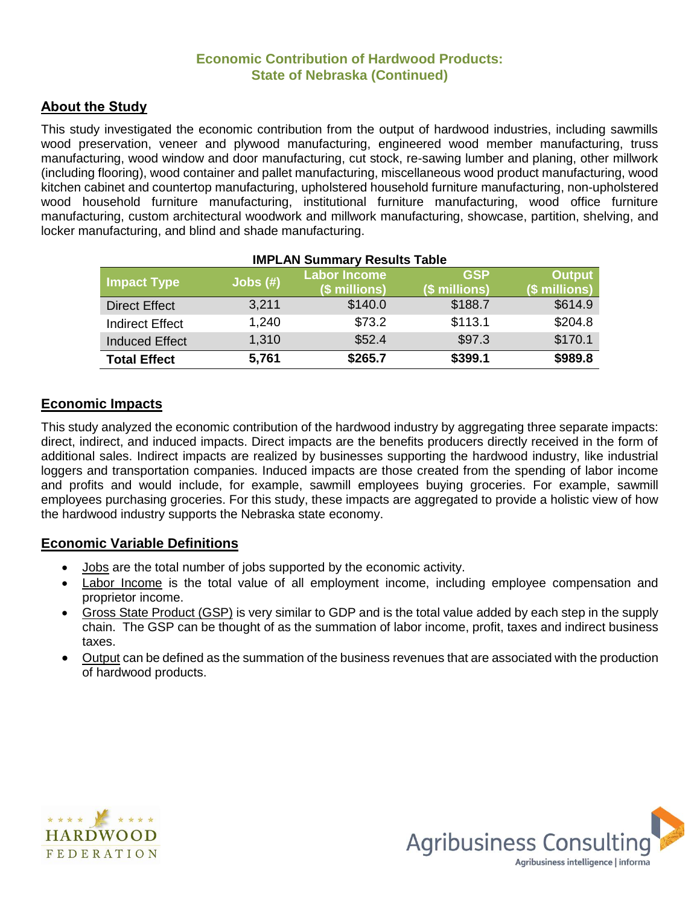## Economic Contribution of Hardwood Products: State of Nebraska (Continued)

### About the Study

This study investigated the economic contribution from the output of hardwood industries, including sawmills wood preservation, veneer and plywood manufacturing, engineered wood member manufacturing, truss manufacturing, wood window and door manufacturing, cut stock, re-sawing lumber and planing, other millwork (including flooring), wood container and pallet manufacturing, miscellaneous wood product manufacturing, wood kitchen cabinet and countertop manufacturing, upholstered household furniture manufacturing, non-upholstered wood household furniture manufacturing, institutional furniture manufacturing, wood office furniture manufacturing, custom architectural woodwork and millwork manufacturing, showcase, partition, shelving, and locker manufacturing, and blind and shade manufacturing.

**IMPLAN Summary Results Table**

| Impact Type | Jobs (#) | Labor Income ($ millions) | GSP ($ millions) | Output ($ millions) |
|---|---|---|---|---|
| Direct Effect | 3,211 | $140.0 | $188.7 | $614.9 |
| Indirect Effect | 1,240 | $73.2 | $113.1 | $204.8 |
| Induced Effect | 1,310 | $52.4 | $97.3 | $170.1 |
| **Total Effect** | **5,761** | **$265.7** | **$399.1** | **$989.8** |

### Economic Impacts

This study analyzed the economic contribution of the hardwood industry by aggregating three separate impacts: direct, indirect, and induced impacts. Direct impacts are the benefits producers directly received in the form of additional sales. Indirect impacts are realized by businesses supporting the hardwood industry, like industrial loggers and transportation companies. Induced impacts are those created from the spending of labor income and profits and would include, for example, sawmill employees buying groceries. For example, sawmill employees purchasing groceries. For this study, these impacts are aggregated to provide a holistic view of how the hardwood industry supports the Nebraska state economy.

### Economic Variable Definitions

- Jobs are the total number of jobs supported by the economic activity.
- Labor Income is the total value of all employment income, including employee compensation and proprietor income.
- Gross State Product (GSP) is very similar to GDP and is the total value added by each step in the supply chain. The GSP can be thought of as the summation of labor income, profit, taxes and indirect business taxes.
- Output can be defined as the summation of the business revenues that are associated with the production of hardwood products.

HARDWOOD FEDERATION

Agribusiness Consulting
Agribusiness intelligence | informa